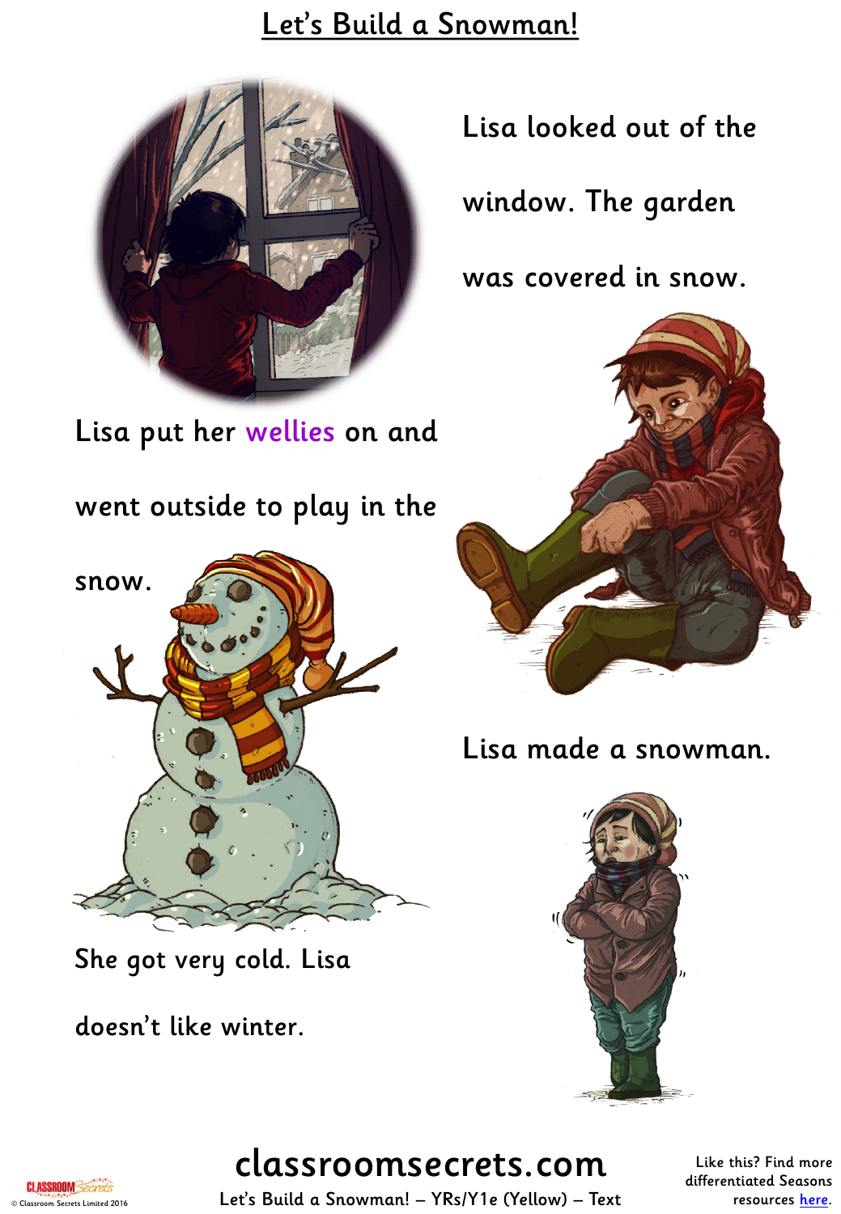# Let's Build a Snowman!

Lisa looked out of the window. The garden was covered in snow.

Lisa put her wellies on and went outside to play in the snow.

Lisa made a snowman.

She got very cold. Lisa doesn't like winter.

classroomsecrets.com

Let's Build a Snowman! – YRs/Y1e (Yellow) – Text

Like this? Find more differentiated Seasons resources here.

© Classroom Secrets Limited 2016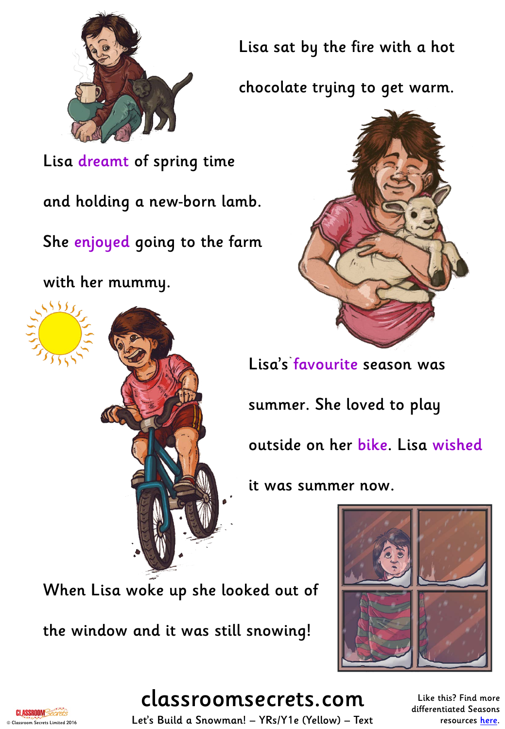Lisa sat by the fire with a hot chocolate trying to get warm.

Lisa dreamt of spring time and holding a new-born lamb. She enjoyed going to the farm with her mummy.

Lisa's favourite season was summer. She loved to play outside on her bike. Lisa wished it was summer now.

When Lisa woke up she looked out of the window and it was still snowing!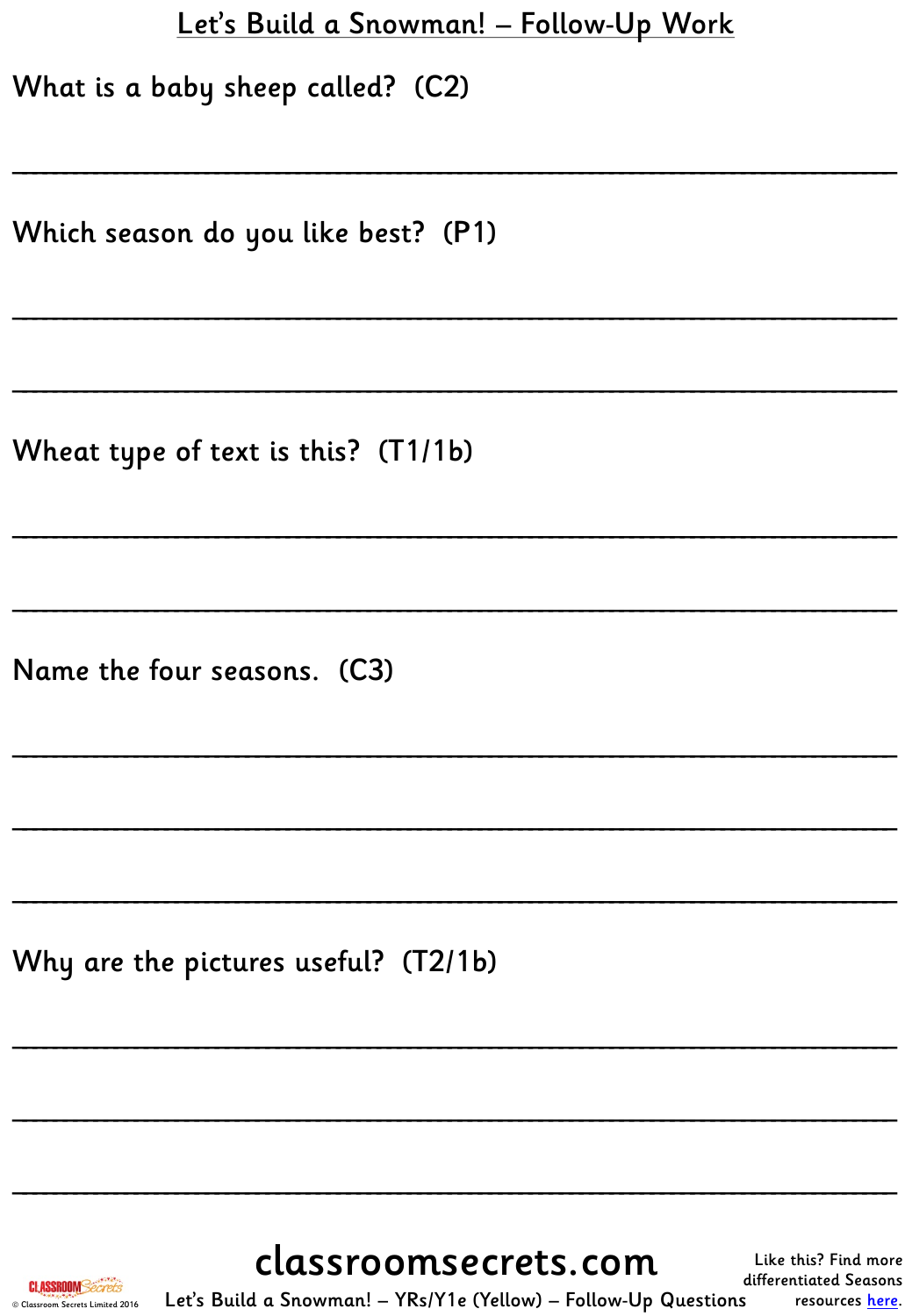# Let's Build a Snowman! – Follow-Up Work

What is a baby sheep called? (C2)

___________________________________________________________________

Which season do you like best? (P1)

___________________________________________________________________

___________________________________________________________________

Wheat type of text is this? (T1/1b)

___________________________________________________________________

___________________________________________________________________

Name the four seasons. (C3)

___________________________________________________________________

___________________________________________________________________

___________________________________________________________________

Why are the pictures useful? (T2/1b)

___________________________________________________________________

___________________________________________________________________

___________________________________________________________________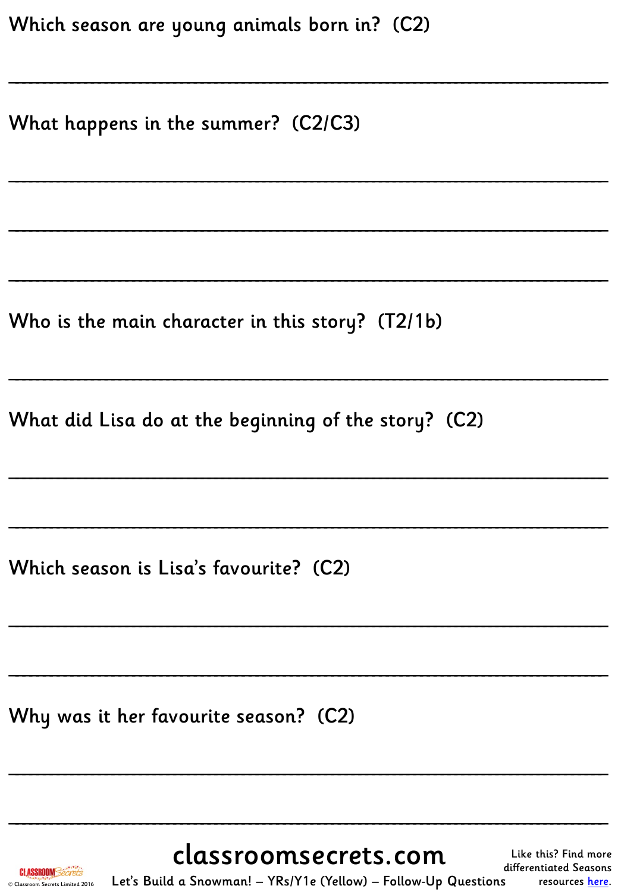Which season are young animals born in?  (C2)

______________________________________________________________

What happens in the summer?  (C2/C3)

______________________________________________________________

______________________________________________________________

______________________________________________________________

Who is the main character in this story?  (T2/1b)

______________________________________________________________

What did Lisa do at the beginning of the story?  (C2)

______________________________________________________________

______________________________________________________________

Which season is Lisa's favourite?  (C2)

______________________________________________________________

______________________________________________________________

Why was it her favourite season?  (C2)

______________________________________________________________

______________________________________________________________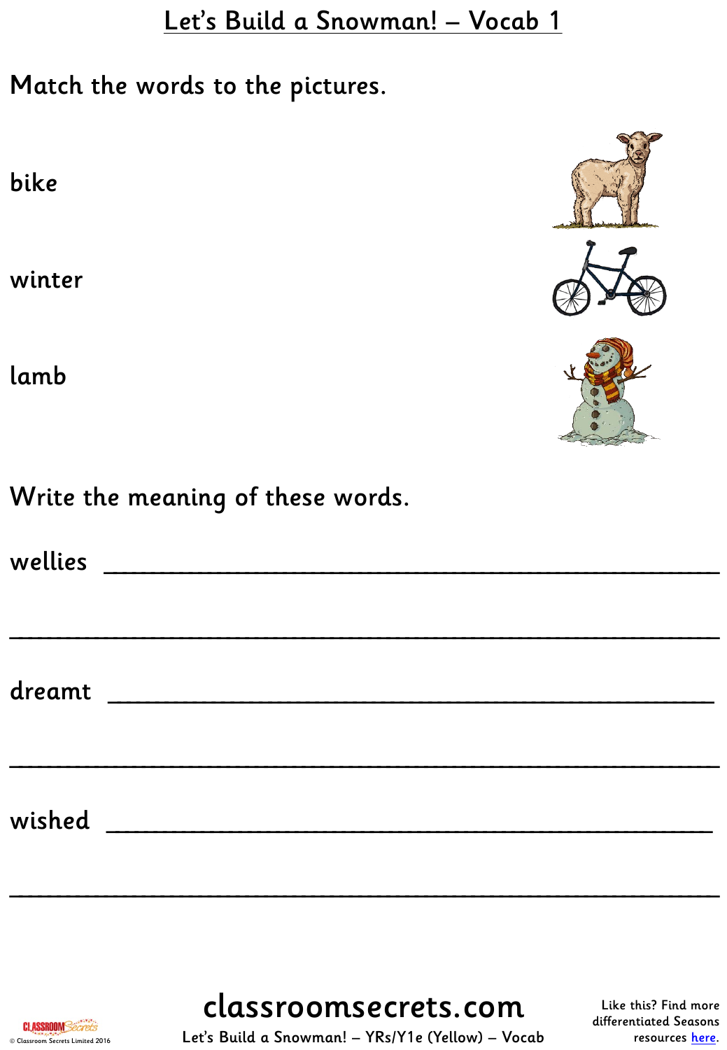# Let's Build a Snowman! – Vocab 1

Match the words to the pictures.

bike

winter

lamb

Write the meaning of these words.

wellies ________________________________________________

________________________________________________________

dreamt ________________________________________________

________________________________________________________

wished ________________________________________________

________________________________________________________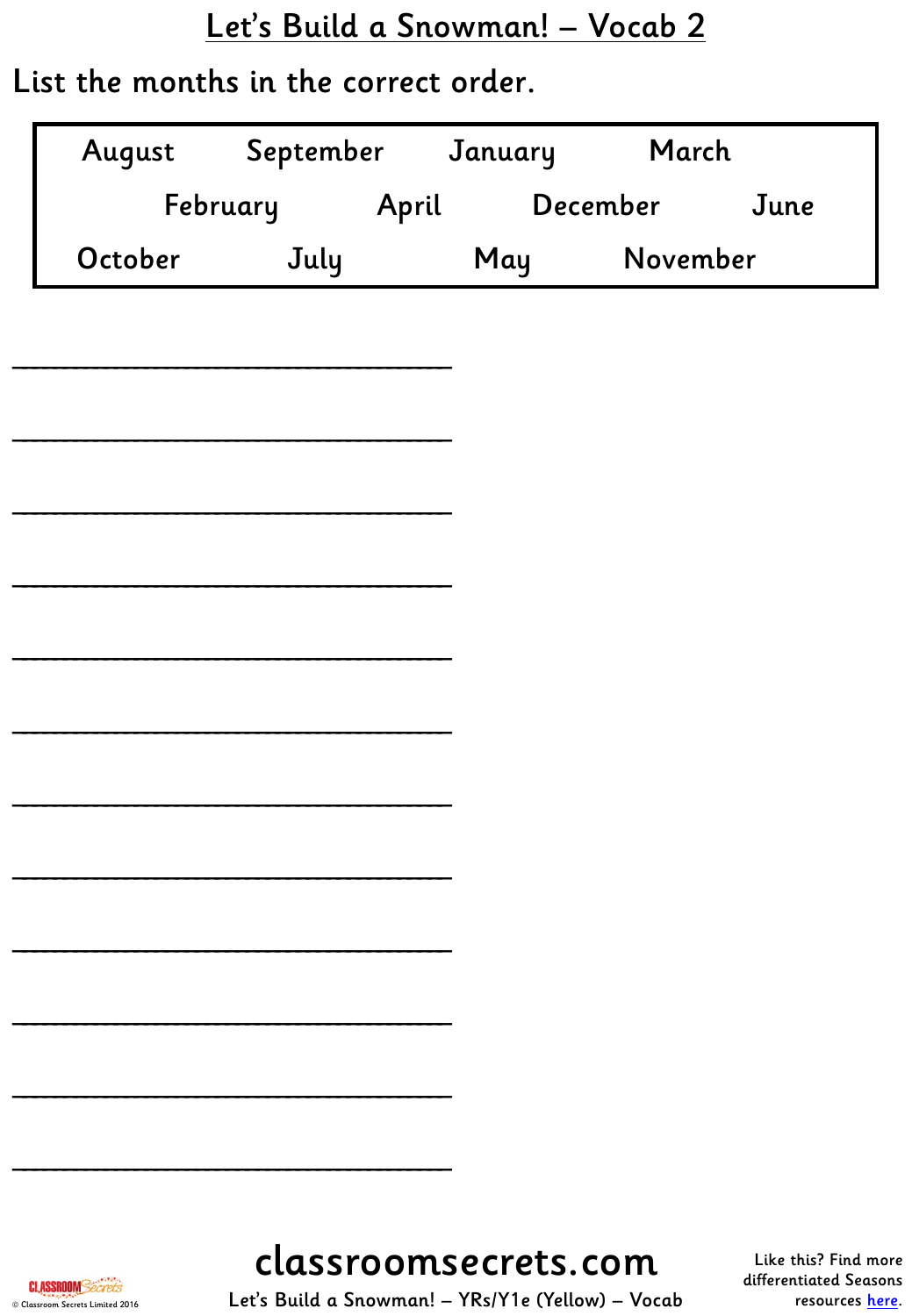# Let's Build a Snowman! – Vocab 2

List the months in the correct order.

| | | | |
|---|---|---|---|
| August | September | January | March |
| February | April | December | June |
| October | July | May | November |

\_\_\_\_\_\_\_\_\_\_\_\_\_\_\_\_\_\_\_\_\_\_\_\_\_\_\_\_\_\_

\_\_\_\_\_\_\_\_\_\_\_\_\_\_\_\_\_\_\_\_\_\_\_\_\_\_\_\_\_\_

\_\_\_\_\_\_\_\_\_\_\_\_\_\_\_\_\_\_\_\_\_\_\_\_\_\_\_\_\_\_

\_\_\_\_\_\_\_\_\_\_\_\_\_\_\_\_\_\_\_\_\_\_\_\_\_\_\_\_\_\_

\_\_\_\_\_\_\_\_\_\_\_\_\_\_\_\_\_\_\_\_\_\_\_\_\_\_\_\_\_\_

\_\_\_\_\_\_\_\_\_\_\_\_\_\_\_\_\_\_\_\_\_\_\_\_\_\_\_\_\_\_

\_\_\_\_\_\_\_\_\_\_\_\_\_\_\_\_\_\_\_\_\_\_\_\_\_\_\_\_\_\_

\_\_\_\_\_\_\_\_\_\_\_\_\_\_\_\_\_\_\_\_\_\_\_\_\_\_\_\_\_\_

\_\_\_\_\_\_\_\_\_\_\_\_\_\_\_\_\_\_\_\_\_\_\_\_\_\_\_\_\_\_

\_\_\_\_\_\_\_\_\_\_\_\_\_\_\_\_\_\_\_\_\_\_\_\_\_\_\_\_\_\_

\_\_\_\_\_\_\_\_\_\_\_\_\_\_\_\_\_\_\_\_\_\_\_\_\_\_\_\_\_\_

\_\_\_\_\_\_\_\_\_\_\_\_\_\_\_\_\_\_\_\_\_\_\_\_\_\_\_\_\_\_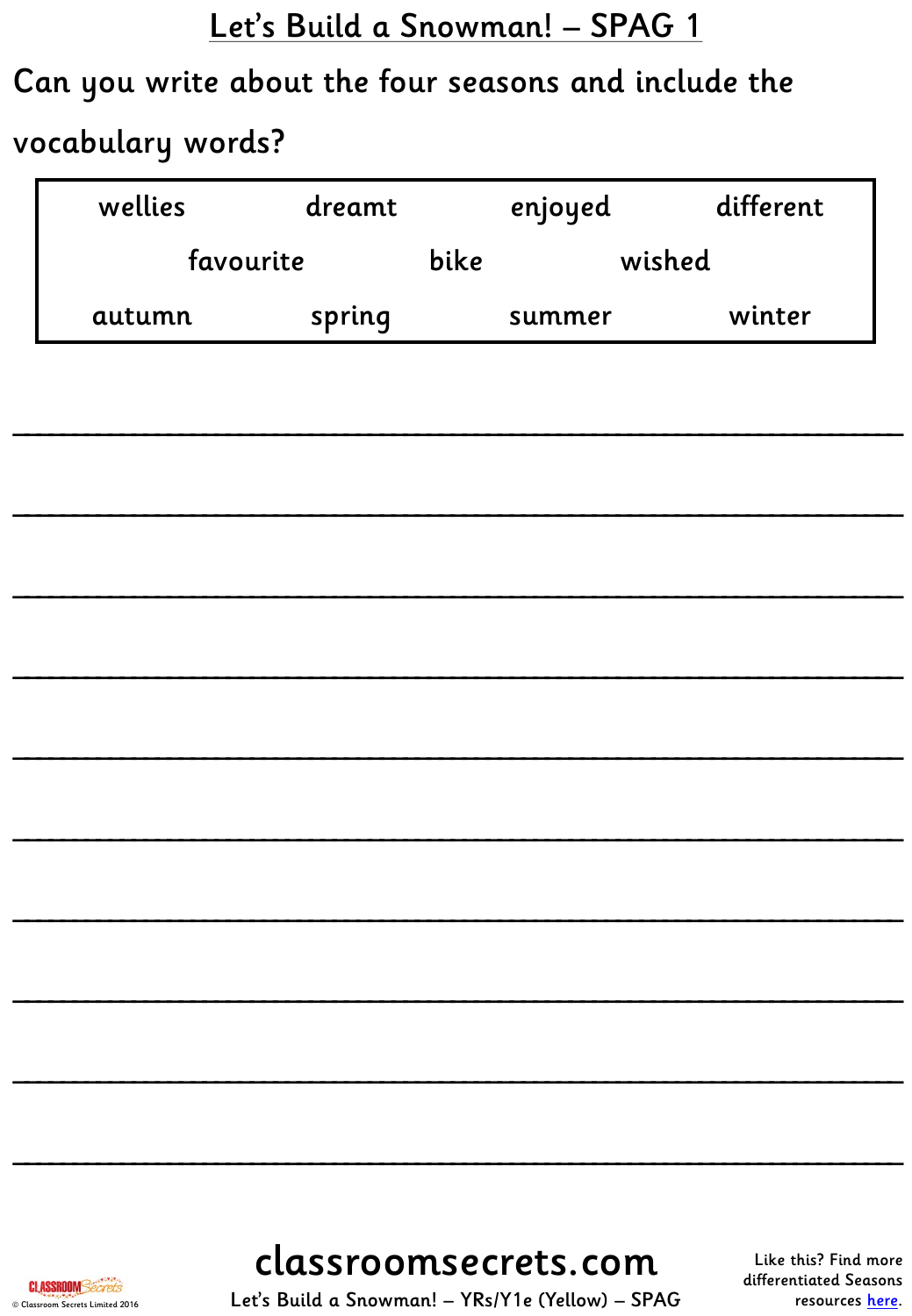# Let's Build a Snowman! – SPAG 1

Can you write about the four seasons and include the vocabulary words?

| wellies | dreamt | enjoyed | different |
|---|---|---|---|
| favourite | bike | wished | |
| autumn | spring | summer | winter |

_______________________________________________________________

_______________________________________________________________

_______________________________________________________________

_______________________________________________________________

_______________________________________________________________

_______________________________________________________________

_______________________________________________________________

_______________________________________________________________

_______________________________________________________________

_______________________________________________________________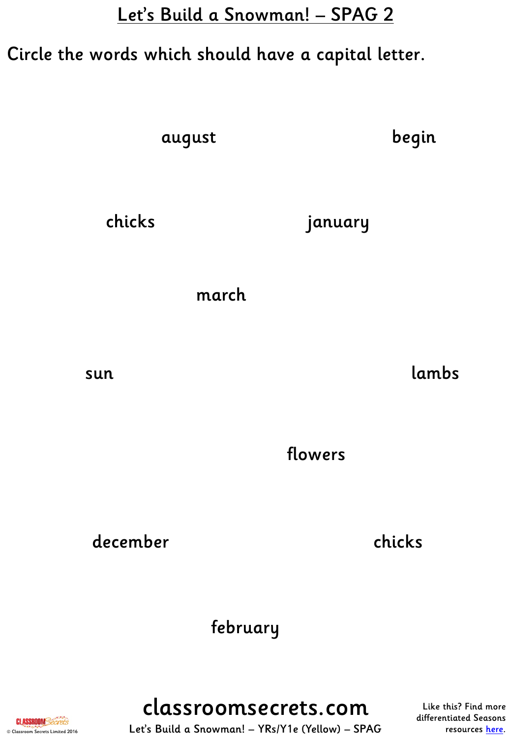# Let's Build a Snowman! – SPAG 2

Circle the words which should have a capital letter.

august

begin

chicks

january

march

sun

lambs

flowers

december

chicks

february

classroomsecrets.com

Let's Build a Snowman! – YRs/Y1e (Yellow) – SPAG

Like this? Find more differentiated Seasons resources here.

© Classroom Secrets Limited 2016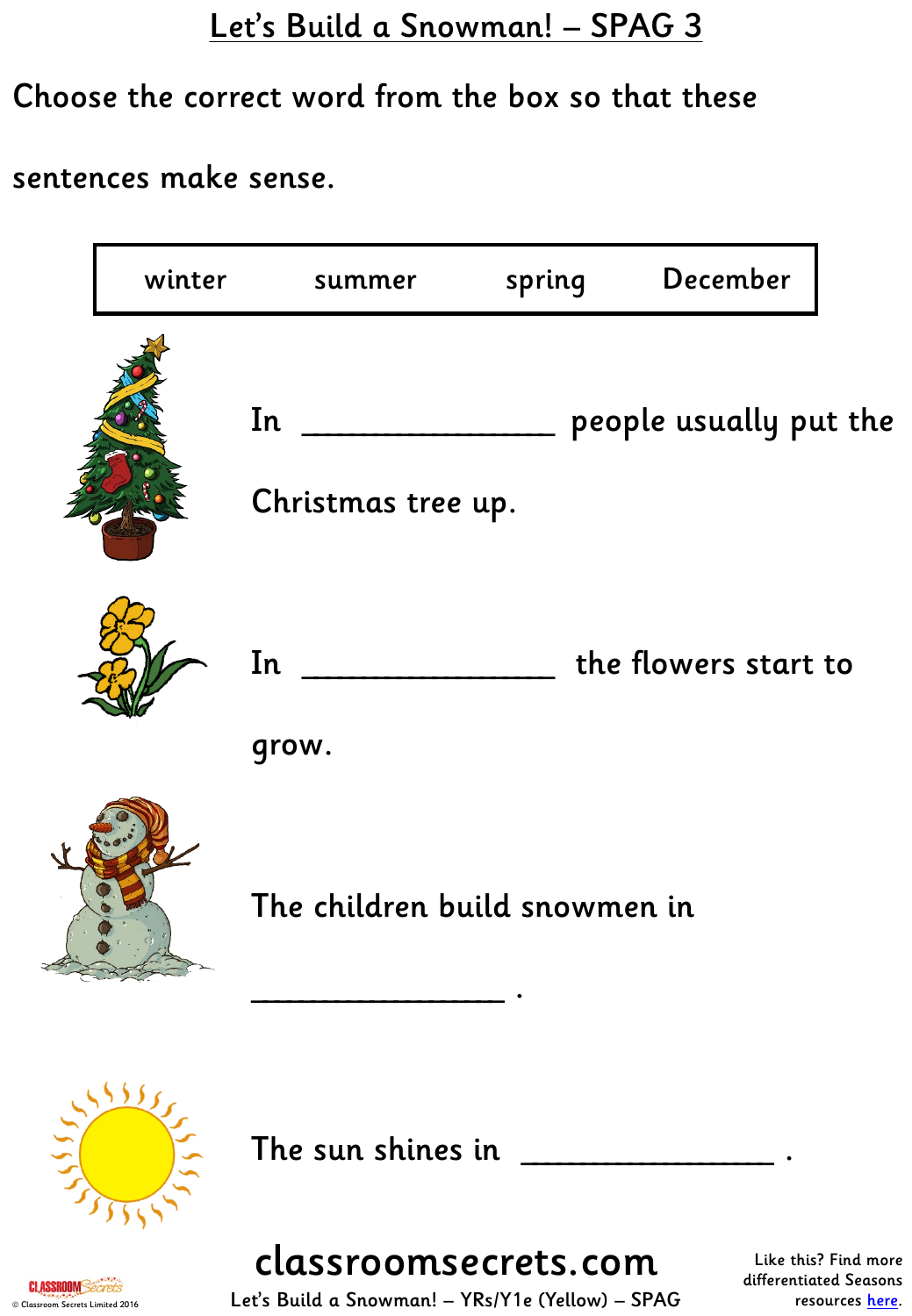# Let's Build a Snowman! – SPAG 3

Choose the correct word from the box so that these sentences make sense.

| winter | summer | spring | December |
|---|---|---|---|

In _______________ people usually put the Christmas tree up.

In _______________ the flowers start to grow.

The children build snowmen in _______________ .

The sun shines in _______________ .

classroomsecrets.com

Let's Build a Snowman! – YRs/Y1e (Yellow) – SPAG

Like this? Find more differentiated Seasons resources here.

© Classroom Secrets Limited 2016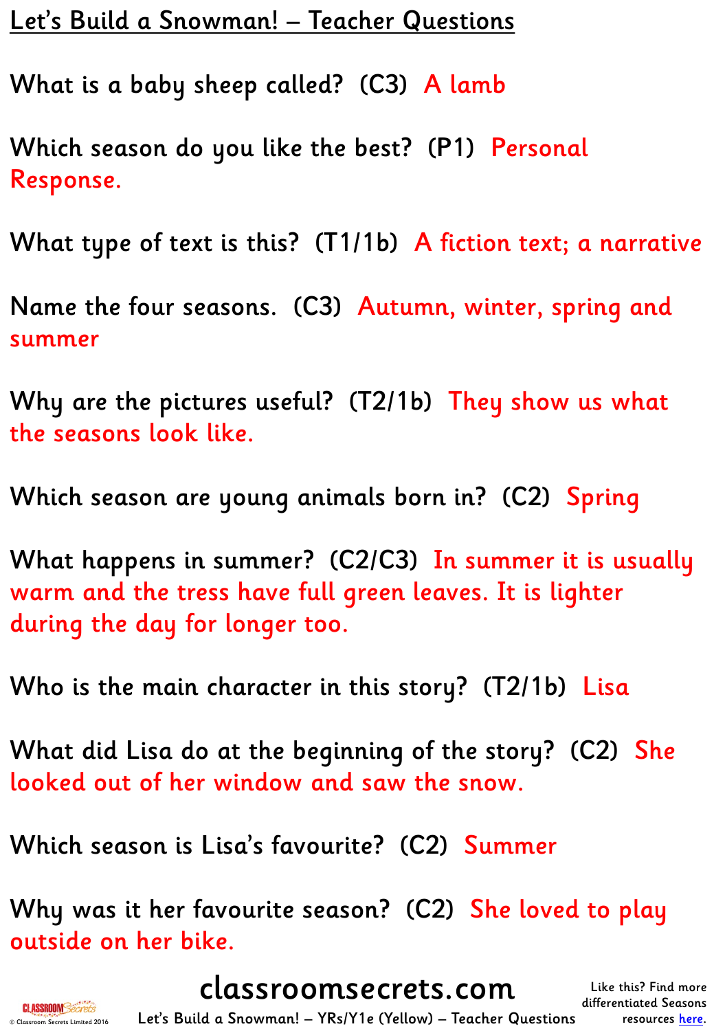# Let's Build a Snowman! – Teacher Questions

What is a baby sheep called? (C3) A lamb

Which season do you like the best? (P1) Personal Response.

What type of text is this? (T1/1b) A fiction text; a narrative

Name the four seasons. (C3) Autumn, winter, spring and summer

Why are the pictures useful? (T2/1b) They show us what the seasons look like.

Which season are young animals born in? (C2) Spring

What happens in summer? (C2/C3) In summer it is usually warm and the tress have full green leaves. It is lighter during the day for longer too.

Who is the main character in this story? (T2/1b) Lisa

What did Lisa do at the beginning of the story? (C2) She looked out of her window and saw the snow.

Which season is Lisa's favourite? (C2) Summer

Why was it her favourite season? (C2) She loved to play outside on her bike.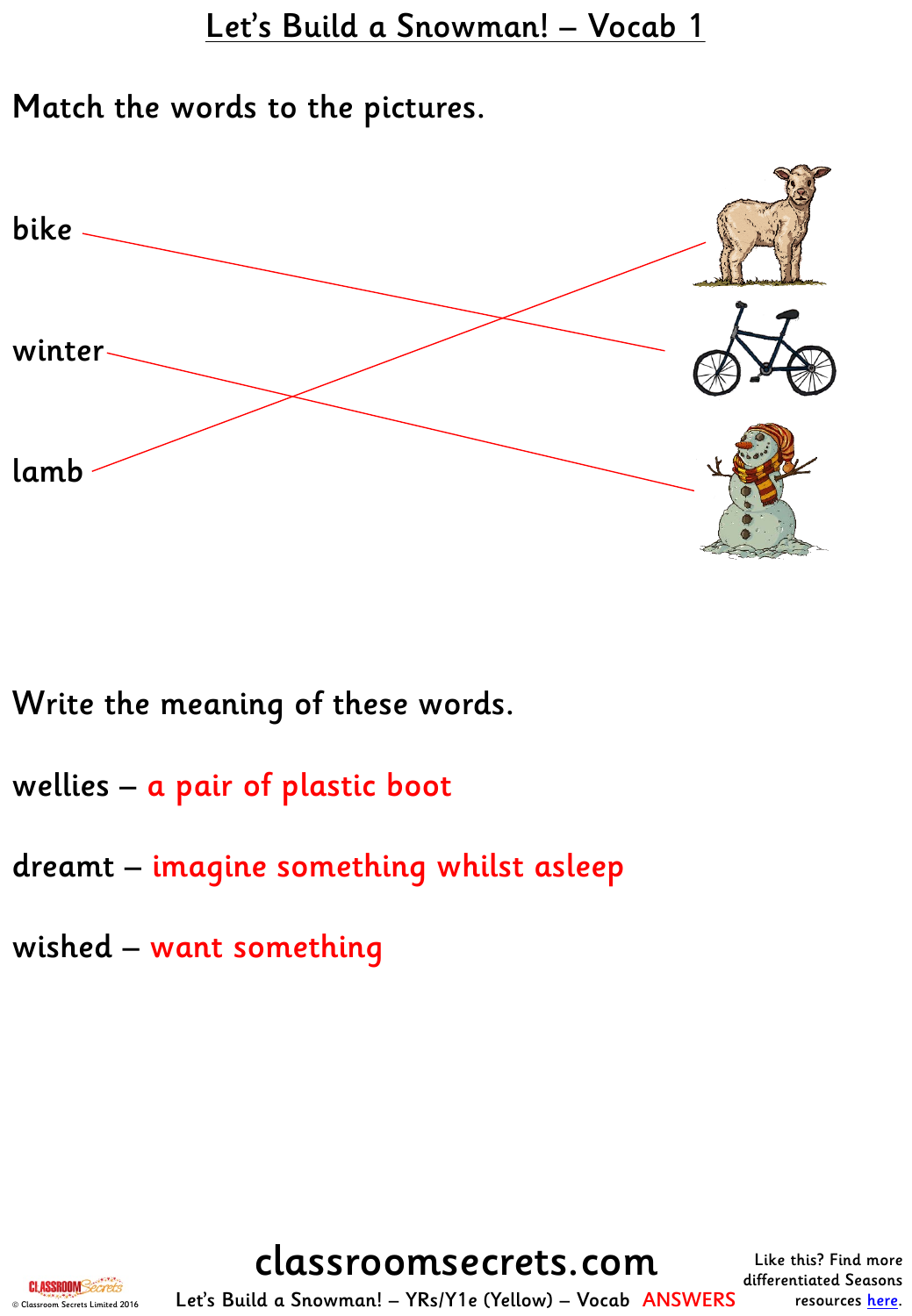# Let's Build a Snowman! – Vocab 1

Match the words to the pictures.

bike

winter

lamb

Write the meaning of these words.

wellies – a pair of plastic boot

dreamt – imagine something whilst asleep

wished – want something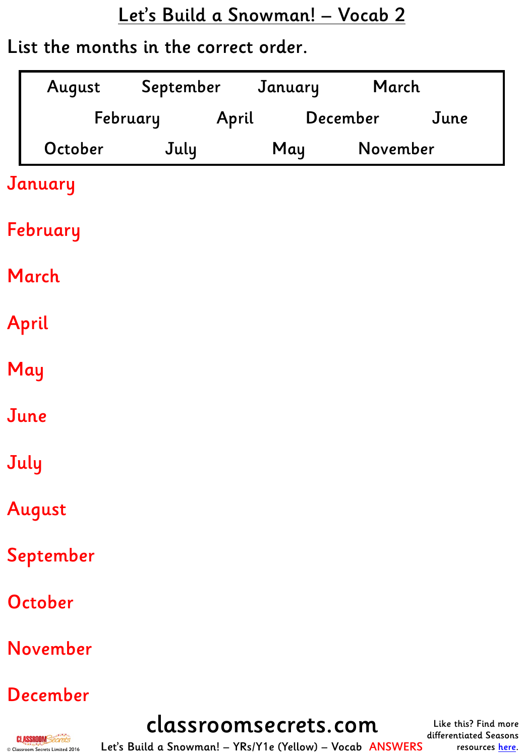# Let's Build a Snowman! – Vocab 2

List the months in the correct order.

| August | September | January | March |
|---|---|---|---|
| February | April | December | June |
| October | July | May | November |

January

February

March

April

May

June

July

August

September

October

November

December

classroomsecrets.com

Let's Build a Snowman! – YRs/Y1e (Yellow) – Vocab ANSWERS

Like this? Find more differentiated Seasons resources here.

© Classroom Secrets Limited 2016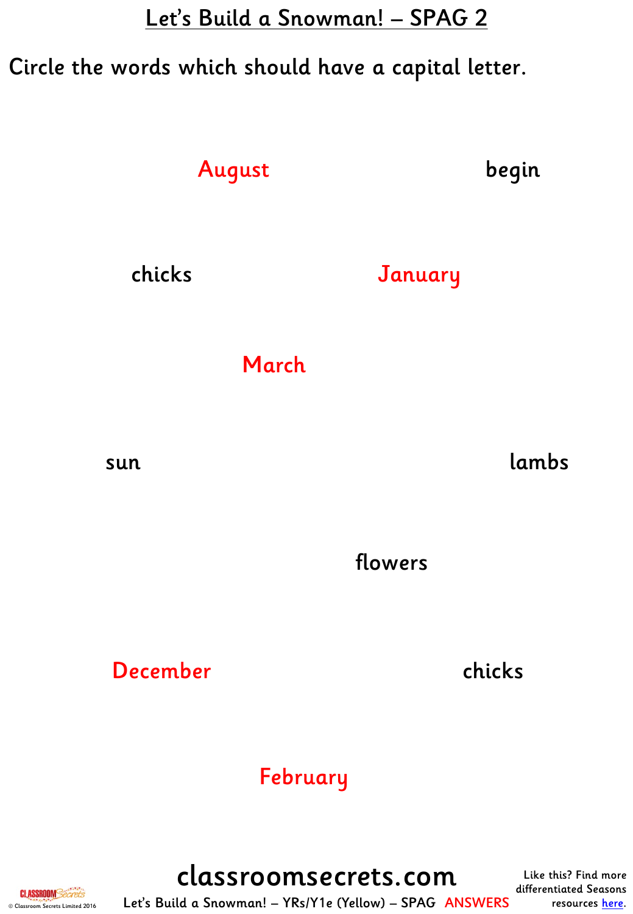# Let's Build a Snowman! – SPAG 2

Circle the words which should have a capital letter.

August

begin

chicks

January

March

sun

lambs

flowers

December

chicks

February

classroomsecrets.com

Let's Build a Snowman! – YRs/Y1e (Yellow) – SPAG ANSWERS

Like this? Find more differentiated Seasons resources here.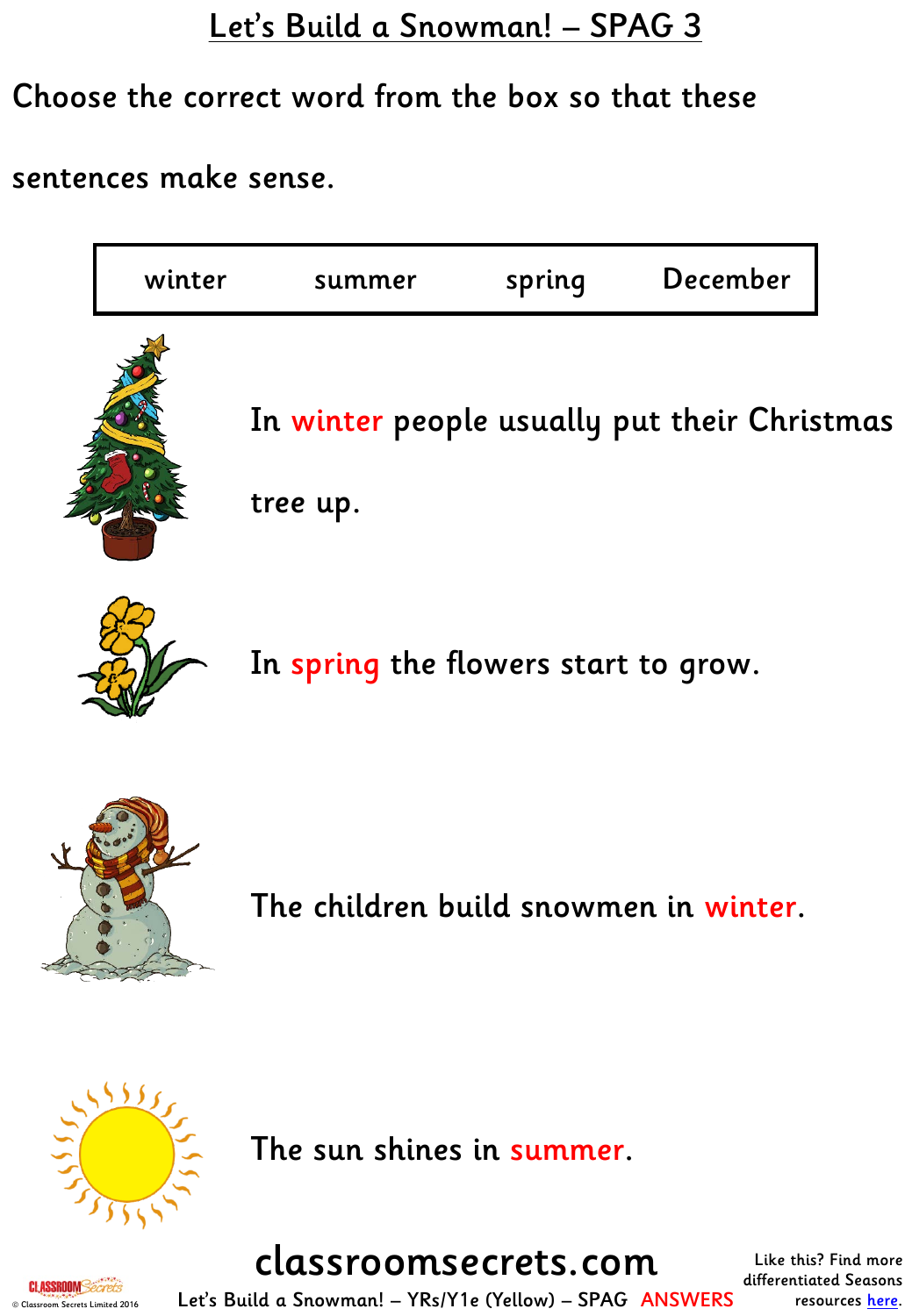# Let's Build a Snowman! – SPAG 3

Choose the correct word from the box so that these sentences make sense.

| winter | summer | spring | December |
|---|---|---|---|

In winter people usually put their Christmas tree up.

In spring the flowers start to grow.

The children build snowmen in winter.

The sun shines in summer.

classroomsecrets.com

Let's Build a Snowman! – YRs/Y1e (Yellow) – SPAG ANSWERS

Like this? Find more differentiated Seasons resources here.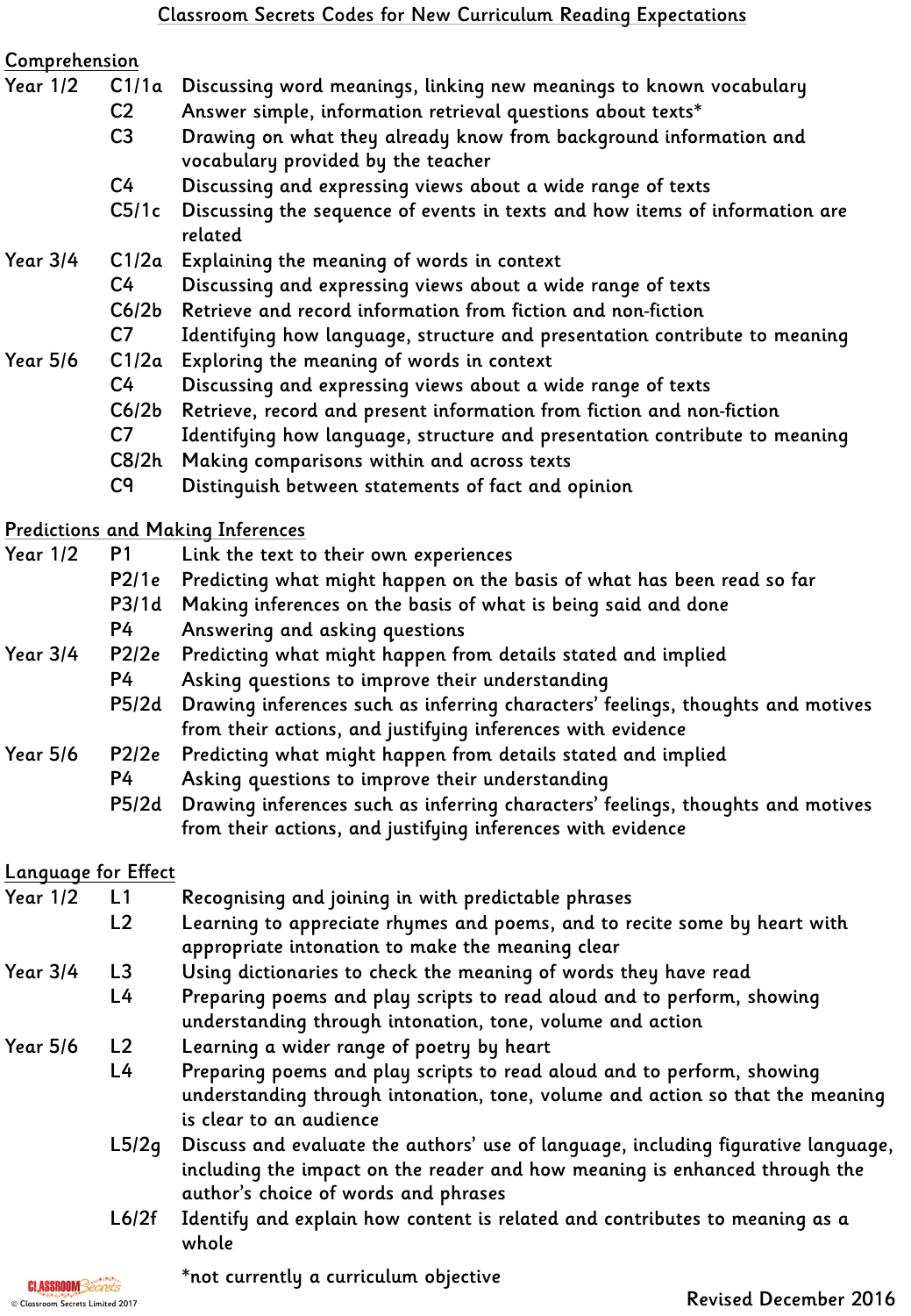# Classroom Secrets Codes for New Curriculum Reading Expectations

## Comprehension

| | | |
|---|---|---|
| Year 1/2 | C1/1a | Discussing word meanings, linking new meanings to known vocabulary |
| | C2 | Answer simple, information retrieval questions about texts* |
| | C3 | Drawing on what they already know from background information and vocabulary provided by the teacher |
| | C4 | Discussing and expressing views about a wide range of texts |
| | C5/1c | Discussing the sequence of events in texts and how items of information are related |
| Year 3/4 | C1/2a | Explaining the meaning of words in context |
| | C4 | Discussing and expressing views about a wide range of texts |
| | C6/2b | Retrieve and record information from fiction and non-fiction |
| | C7 | Identifying how language, structure and presentation contribute to meaning |
| Year 5/6 | C1/2a | Exploring the meaning of words in context |
| | C4 | Discussing and expressing views about a wide range of texts |
| | C6/2b | Retrieve, record and present information from fiction and non-fiction |
| | C7 | Identifying how language, structure and presentation contribute to meaning |
| | C8/2h | Making comparisons within and across texts |
| | C9 | Distinguish between statements of fact and opinion |

## Predictions and Making Inferences

| | | |
|---|---|---|
| Year 1/2 | P1 | Link the text to their own experiences |
| | P2/1e | Predicting what might happen on the basis of what has been read so far |
| | P3/1d | Making inferences on the basis of what is being said and done |
| | P4 | Answering and asking questions |
| Year 3/4 | P2/2e | Predicting what might happen from details stated and implied |
| | P4 | Asking questions to improve their understanding |
| | P5/2d | Drawing inferences such as inferring characters' feelings, thoughts and motives from their actions, and justifying inferences with evidence |
| Year 5/6 | P2/2e | Predicting what might happen from details stated and implied |
| | P4 | Asking questions to improve their understanding |
| | P5/2d | Drawing inferences such as inferring characters' feelings, thoughts and motives from their actions, and justifying inferences with evidence |

## Language for Effect

| | | |
|---|---|---|
| Year 1/2 | L1 | Recognising and joining in with predictable phrases |
| | L2 | Learning to appreciate rhymes and poems, and to recite some by heart with appropriate intonation to make the meaning clear |
| Year 3/4 | L3 | Using dictionaries to check the meaning of words they have read |
| | L4 | Preparing poems and play scripts to read aloud and to perform, showing understanding through intonation, tone, volume and action |
| Year 5/6 | L2 | Learning a wider range of poetry by heart |
| | L4 | Preparing poems and play scripts to read aloud and to perform, showing understanding through intonation, tone, volume and action so that the meaning is clear to an audience |
| | L5/2g | Discuss and evaluate the authors' use of language, including figurative language, including the impact on the reader and how meaning is enhanced through the author's choice of words and phrases |
| | L6/2f | Identify and explain how content is related and contributes to meaning as a whole |

*not currently a curriculum objective

© Classroom Secrets Limited 2017

Revised December 2016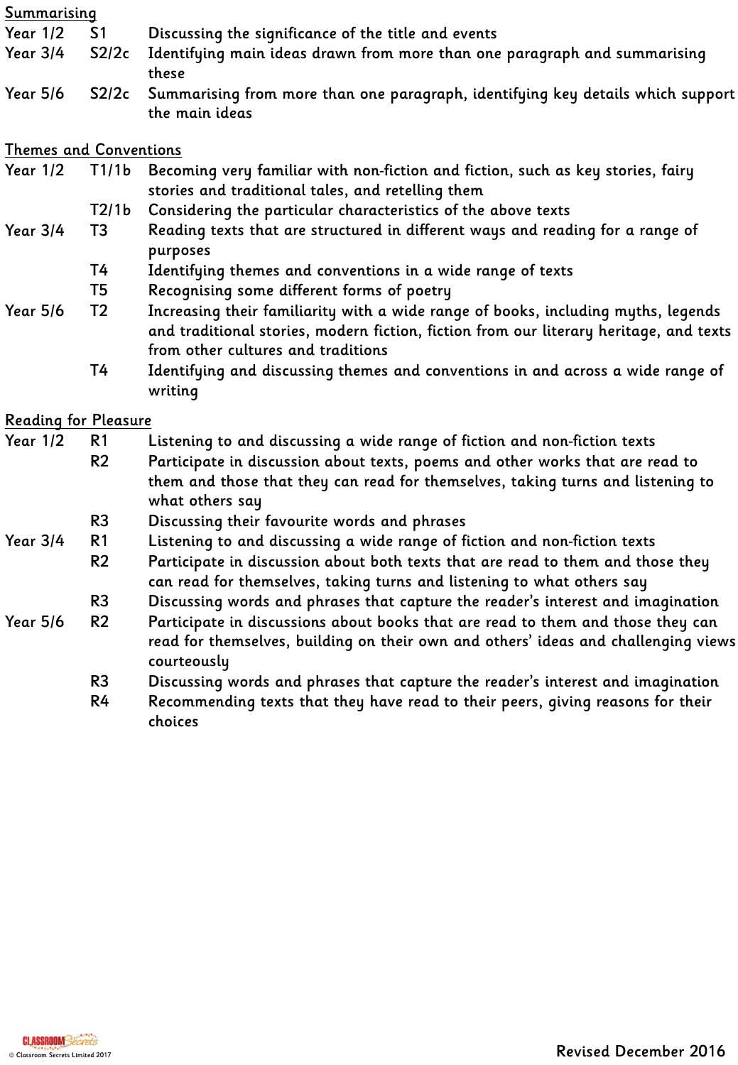## Summarising

| | | |
|---|---|---|
| Year 1/2 | S1 | Discussing the significance of the title and events |
| Year 3/4 | S2/2c | Identifying main ideas drawn from more than one paragraph and summarising these |
| Year 5/6 | S2/2c | Summarising from more than one paragraph, identifying key details which support the main ideas |

## Themes and Conventions

| | | |
|---|---|---|
| Year 1/2 | T1/1b | Becoming very familiar with non-fiction and fiction, such as key stories, fairy stories and traditional tales, and retelling them |
| | T2/1b | Considering the particular characteristics of the above texts |
| Year 3/4 | T3 | Reading texts that are structured in different ways and reading for a range of purposes |
| | T4 | Identifying themes and conventions in a wide range of texts |
| | T5 | Recognising some different forms of poetry |
| Year 5/6 | T2 | Increasing their familiarity with a wide range of books, including myths, legends and traditional stories, modern fiction, fiction from our literary heritage, and texts from other cultures and traditions |
| | T4 | Identifying and discussing themes and conventions in and across a wide range of writing |

## Reading for Pleasure

| | | |
|---|---|---|
| Year 1/2 | R1 | Listening to and discussing a wide range of fiction and non-fiction texts |
| | R2 | Participate in discussion about texts, poems and other works that are read to them and those that they can read for themselves, taking turns and listening to what others say |
| | R3 | Discussing their favourite words and phrases |
| Year 3/4 | R1 | Listening to and discussing a wide range of fiction and non-fiction texts |
| | R2 | Participate in discussion about both texts that are read to them and those they can read for themselves, taking turns and listening to what others say |
| | R3 | Discussing words and phrases that capture the reader's interest and imagination |
| Year 5/6 | R2 | Participate in discussions about books that are read to them and those they can read for themselves, building on their own and others' ideas and challenging views courteously |
| | R3 | Discussing words and phrases that capture the reader's interest and imagination |
| | R4 | Recommending texts that they have read to their peers, giving reasons for their choices |

© Classroom Secrets Limited 2017

Revised December 2016